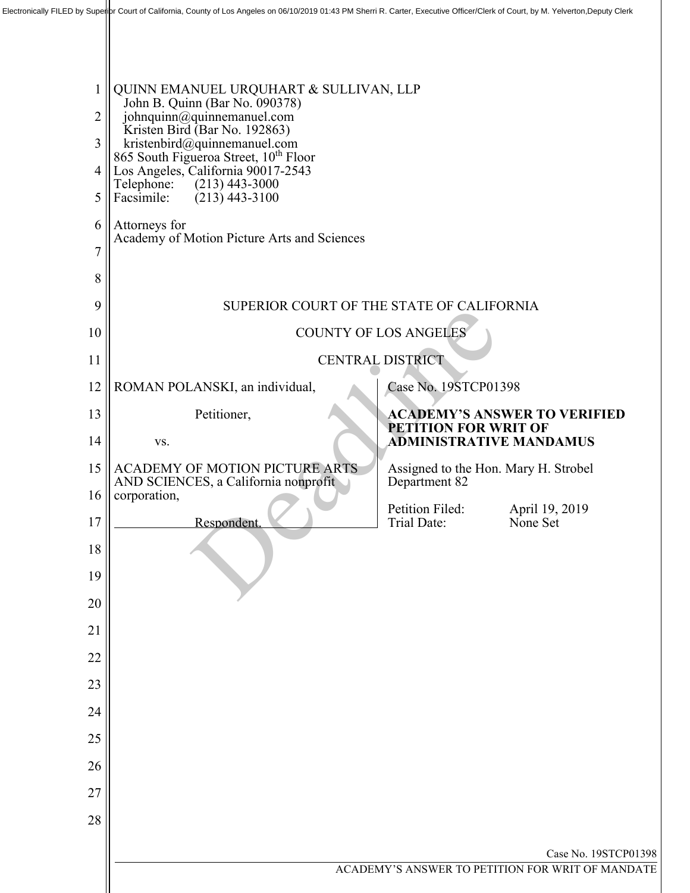Electronically FILED by Superior Court of California, County of Los Angeles on 06/10/2019 01:43 PM Sherri R. Carter, Executive Officer/Clerk of Court, by M. Yelverton,Deputy Clerk

QUINN EMANUEL URQUHART & SULLIVAN, LLP
John B. Quinn (Bar No. 090378)
johnquinn@quinnemanuel.com
Kristen Bird (Bar No. 192863)
kristenbird@quinnemanuel.com
865 South Figueroa Street, 10th Floor
Los Angeles, California 90017-2543
Telephone: (213) 443-3000
Facsimile: (213) 443-3100

Attorneys for
Academy of Motion Picture Arts and Sciences

SUPERIOR COURT OF THE STATE OF CALIFORNIA

COUNTY OF LOS ANGELES

CENTRAL DISTRICT

| | |
|---|---|
| ROMAN POLANSKI, an individual,<br><br>Petitioner,<br><br>vs.<br><br>ACADEMY OF MOTION PICTURE ARTS AND SCIENCES, a California nonprofit corporation,<br><br>Respondent. | Case No. 19STCP01398<br><br>**ACADEMY'S ANSWER TO VERIFIED PETITION FOR WRIT OF ADMINISTRATIVE MANDAMUS**<br><br>Assigned to the Hon. Mary H. Strobel<br>Department 82<br><br>Petition Filed: April 19, 2019<br>Trial Date: None Set |

Case No. 19STCP01398

ACADEMY'S ANSWER TO PETITION FOR WRIT OF MANDATE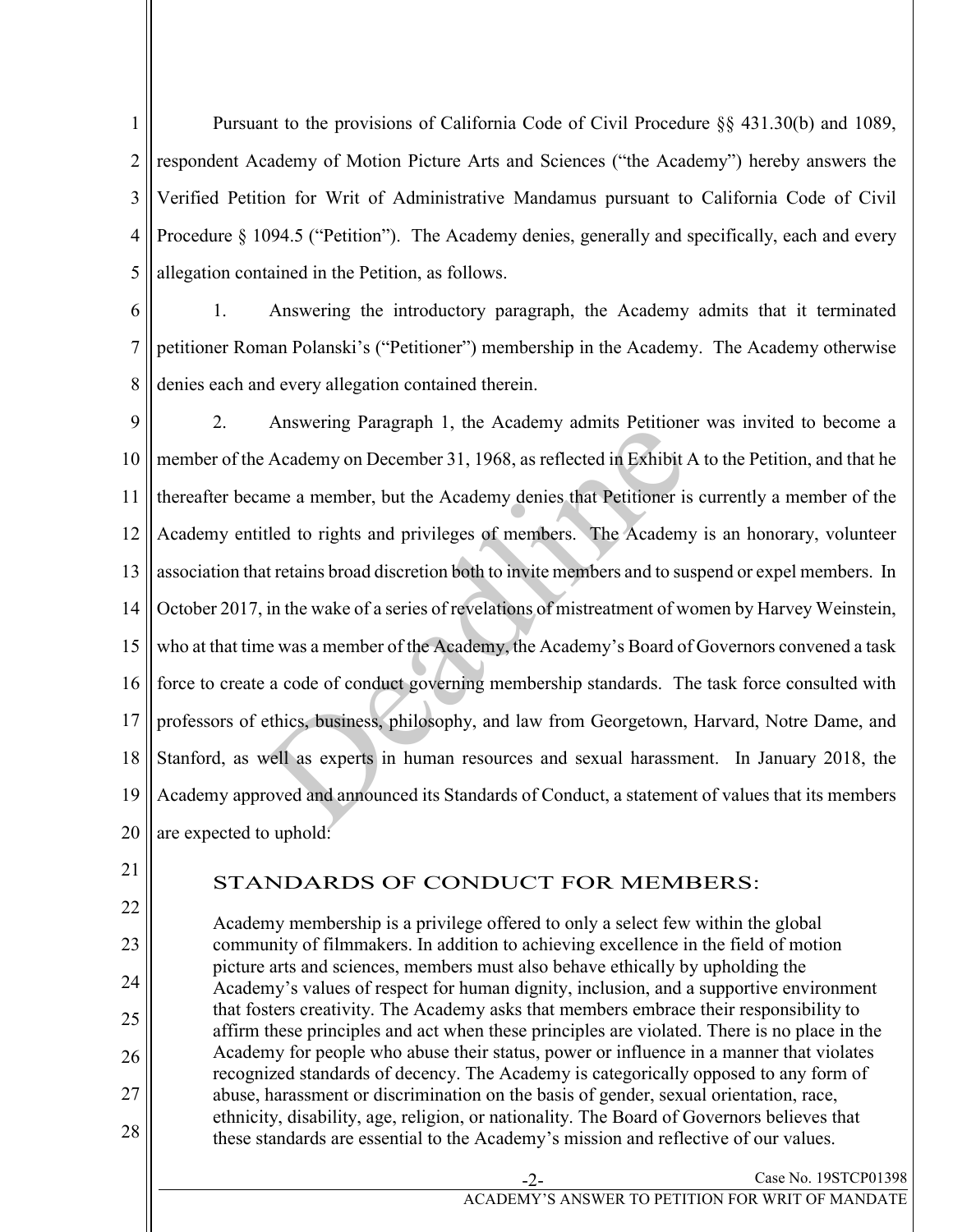Pursuant to the provisions of California Code of Civil Procedure §§ 431.30(b) and 1089, respondent Academy of Motion Picture Arts and Sciences ("the Academy") hereby answers the Verified Petition for Writ of Administrative Mandamus pursuant to California Code of Civil Procedure § 1094.5 ("Petition"). The Academy denies, generally and specifically, each and every allegation contained in the Petition, as follows.

1. Answering the introductory paragraph, the Academy admits that it terminated petitioner Roman Polanski's ("Petitioner") membership in the Academy. The Academy otherwise denies each and every allegation contained therein.

2. Answering Paragraph 1, the Academy admits Petitioner was invited to become a member of the Academy on December 31, 1968, as reflected in Exhibit A to the Petition, and that he thereafter became a member, but the Academy denies that Petitioner is currently a member of the Academy entitled to rights and privileges of members. The Academy is an honorary, volunteer association that retains broad discretion both to invite members and to suspend or expel members. In October 2017, in the wake of a series of revelations of mistreatment of women by Harvey Weinstein, who at that time was a member of the Academy, the Academy's Board of Governors convened a task force to create a code of conduct governing membership standards. The task force consulted with professors of ethics, business, philosophy, and law from Georgetown, Harvard, Notre Dame, and Stanford, as well as experts in human resources and sexual harassment. In January 2018, the Academy approved and announced its Standards of Conduct, a statement of values that its members are expected to uphold:

> STANDARDS OF CONDUCT FOR MEMBERS:
>
> Academy membership is a privilege offered to only a select few within the global community of filmmakers. In addition to achieving excellence in the field of motion picture arts and sciences, members must also behave ethically by upholding the Academy's values of respect for human dignity, inclusion, and a supportive environment that fosters creativity. The Academy asks that members embrace their responsibility to affirm these principles and act when these principles are violated. There is no place in the Academy for people who abuse their status, power or influence in a manner that violates recognized standards of decency. The Academy is categorically opposed to any form of abuse, harassment or discrimination on the basis of gender, sexual orientation, race, ethnicity, disability, age, religion, or nationality. The Board of Governors believes that these standards are essential to the Academy's mission and reflective of our values.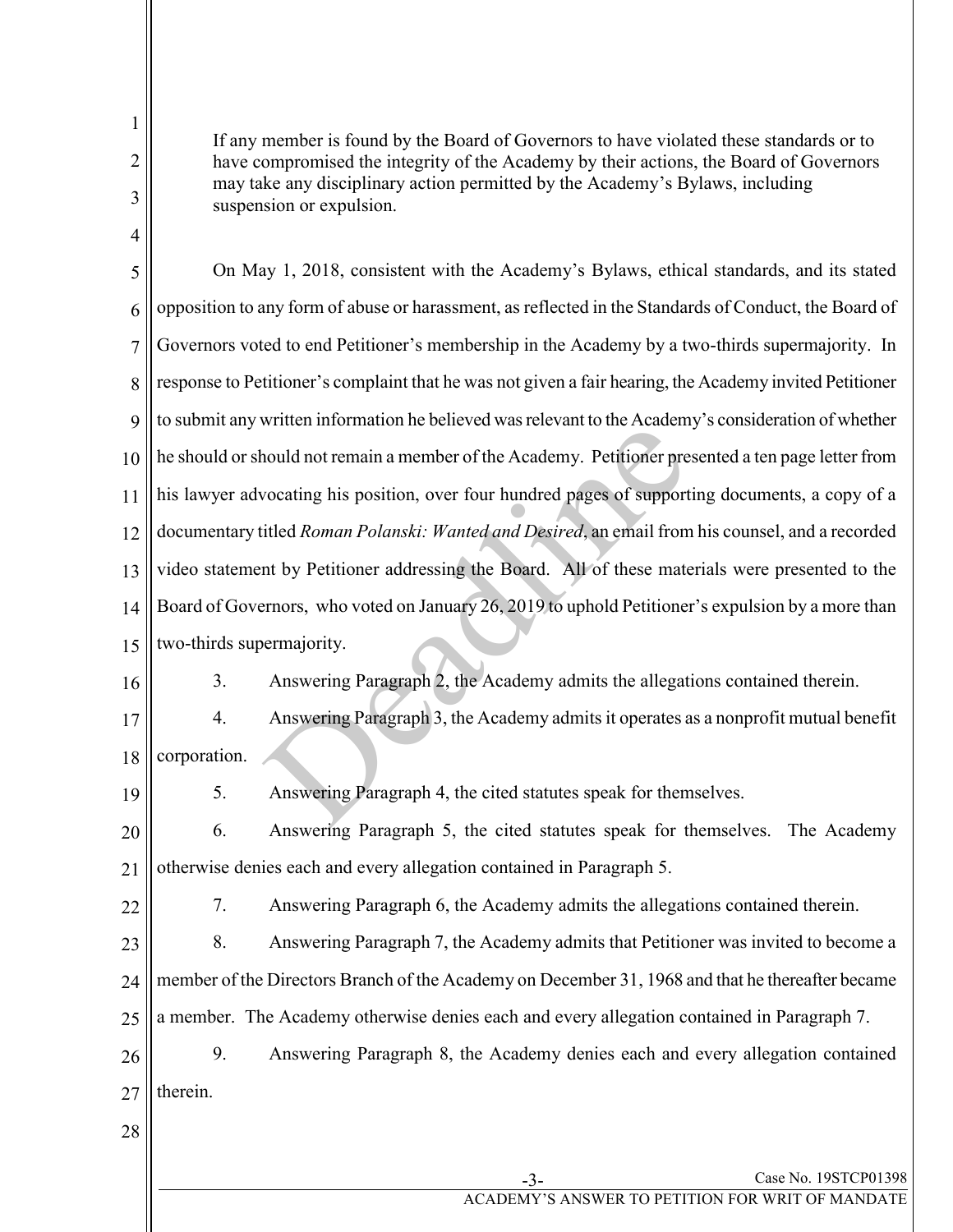> If any member is found by the Board of Governors to have violated these standards or to have compromised the integrity of the Academy by their actions, the Board of Governors may take any disciplinary action permitted by the Academy's Bylaws, including suspension or expulsion.

On May 1, 2018, consistent with the Academy's Bylaws, ethical standards, and its stated opposition to any form of abuse or harassment, as reflected in the Standards of Conduct, the Board of Governors voted to end Petitioner's membership in the Academy by a two-thirds supermajority. In response to Petitioner's complaint that he was not given a fair hearing, the Academy invited Petitioner to submit any written information he believed was relevant to the Academy's consideration of whether he should or should not remain a member of the Academy. Petitioner presented a ten page letter from his lawyer advocating his position, over four hundred pages of supporting documents, a copy of a documentary titled *Roman Polanski: Wanted and Desired*, an email from his counsel, and a recorded video statement by Petitioner addressing the Board. All of these materials were presented to the Board of Governors, who voted on January 26, 2019 to uphold Petitioner's expulsion by a more than two-thirds supermajority.

3. Answering Paragraph 2, the Academy admits the allegations contained therein.

4. Answering Paragraph 3, the Academy admits it operates as a nonprofit mutual benefit corporation.

5. Answering Paragraph 4, the cited statutes speak for themselves.

6. Answering Paragraph 5, the cited statutes speak for themselves. The Academy otherwise denies each and every allegation contained in Paragraph 5.

7. Answering Paragraph 6, the Academy admits the allegations contained therein.

8. Answering Paragraph 7, the Academy admits that Petitioner was invited to become a member of the Directors Branch of the Academy on December 31, 1968 and that he thereafter became a member. The Academy otherwise denies each and every allegation contained in Paragraph 7.

9. Answering Paragraph 8, the Academy denies each and every allegation contained therein.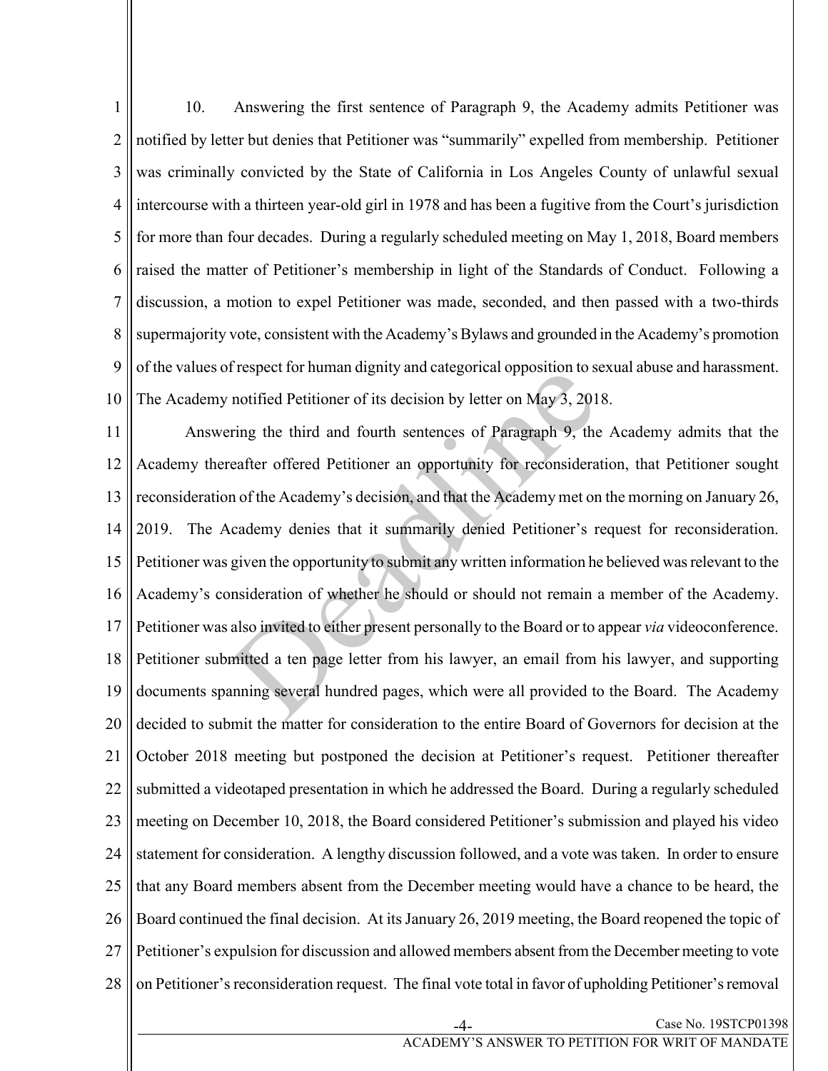10. Answering the first sentence of Paragraph 9, the Academy admits Petitioner was notified by letter but denies that Petitioner was "summarily" expelled from membership. Petitioner was criminally convicted by the State of California in Los Angeles County of unlawful sexual intercourse with a thirteen year-old girl in 1978 and has been a fugitive from the Court's jurisdiction for more than four decades. During a regularly scheduled meeting on May 1, 2018, Board members raised the matter of Petitioner's membership in light of the Standards of Conduct. Following a discussion, a motion to expel Petitioner was made, seconded, and then passed with a two-thirds supermajority vote, consistent with the Academy's Bylaws and grounded in the Academy's promotion of the values of respect for human dignity and categorical opposition to sexual abuse and harassment. The Academy notified Petitioner of its decision by letter on May 3, 2018.

Answering the third and fourth sentences of Paragraph 9, the Academy admits that the Academy thereafter offered Petitioner an opportunity for reconsideration, that Petitioner sought reconsideration of the Academy's decision, and that the Academy met on the morning on January 26, 2019. The Academy denies that it summarily denied Petitioner's request for reconsideration. Petitioner was given the opportunity to submit any written information he believed was relevant to the Academy's consideration of whether he should or should not remain a member of the Academy. Petitioner was also invited to either present personally to the Board or to appear *via* videoconference. Petitioner submitted a ten page letter from his lawyer, an email from his lawyer, and supporting documents spanning several hundred pages, which were all provided to the Board. The Academy decided to submit the matter for consideration to the entire Board of Governors for decision at the October 2018 meeting but postponed the decision at Petitioner's request. Petitioner thereafter submitted a videotaped presentation in which he addressed the Board. During a regularly scheduled meeting on December 10, 2018, the Board considered Petitioner's submission and played his video statement for consideration. A lengthy discussion followed, and a vote was taken. In order to ensure that any Board members absent from the December meeting would have a chance to be heard, the Board continued the final decision. At its January 26, 2019 meeting, the Board reopened the topic of Petitioner's expulsion for discussion and allowed members absent from the December meeting to vote on Petitioner's reconsideration request. The final vote total in favor of upholding Petitioner's removal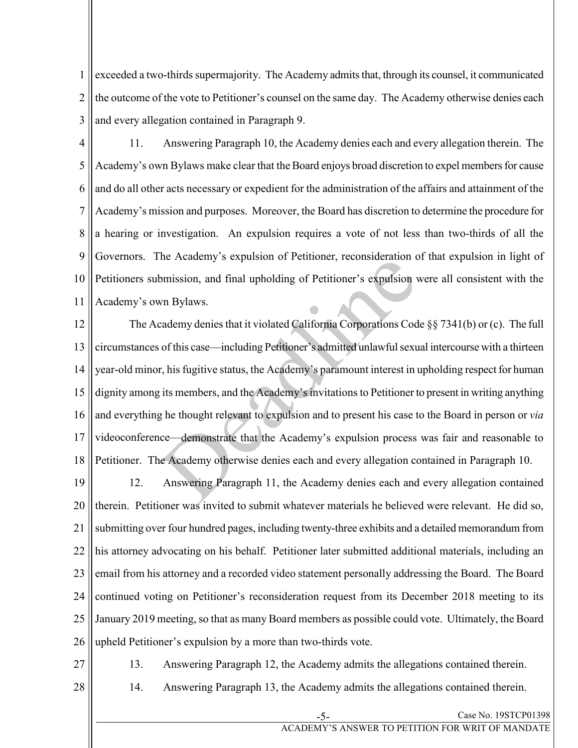exceeded a two-thirds supermajority. The Academy admits that, through its counsel, it communicated the outcome of the vote to Petitioner's counsel on the same day. The Academy otherwise denies each and every allegation contained in Paragraph 9.

11. Answering Paragraph 10, the Academy denies each and every allegation therein. The Academy's own Bylaws make clear that the Board enjoys broad discretion to expel members for cause and do all other acts necessary or expedient for the administration of the affairs and attainment of the Academy's mission and purposes. Moreover, the Board has discretion to determine the procedure for a hearing or investigation. An expulsion requires a vote of not less than two-thirds of all the Governors. The Academy's expulsion of Petitioner, reconsideration of that expulsion in light of Petitioners submission, and final upholding of Petitioner's expulsion were all consistent with the Academy's own Bylaws.

The Academy denies that it violated California Corporations Code §§ 7341(b) or (c). The full circumstances of this case—including Petitioner's admitted unlawful sexual intercourse with a thirteen year-old minor, his fugitive status, the Academy's paramount interest in upholding respect for human dignity among its members, and the Academy's invitations to Petitioner to present in writing anything and everything he thought relevant to expulsion and to present his case to the Board in person or *via* videoconference—demonstrate that the Academy's expulsion process was fair and reasonable to Petitioner. The Academy otherwise denies each and every allegation contained in Paragraph 10.

12. Answering Paragraph 11, the Academy denies each and every allegation contained therein. Petitioner was invited to submit whatever materials he believed were relevant. He did so, submitting over four hundred pages, including twenty-three exhibits and a detailed memorandum from his attorney advocating on his behalf. Petitioner later submitted additional materials, including an email from his attorney and a recorded video statement personally addressing the Board. The Board continued voting on Petitioner's reconsideration request from its December 2018 meeting to its January 2019 meeting, so that as many Board members as possible could vote. Ultimately, the Board upheld Petitioner's expulsion by a more than two-thirds vote.

13. Answering Paragraph 12, the Academy admits the allegations contained therein.

14. Answering Paragraph 13, the Academy admits the allegations contained therein.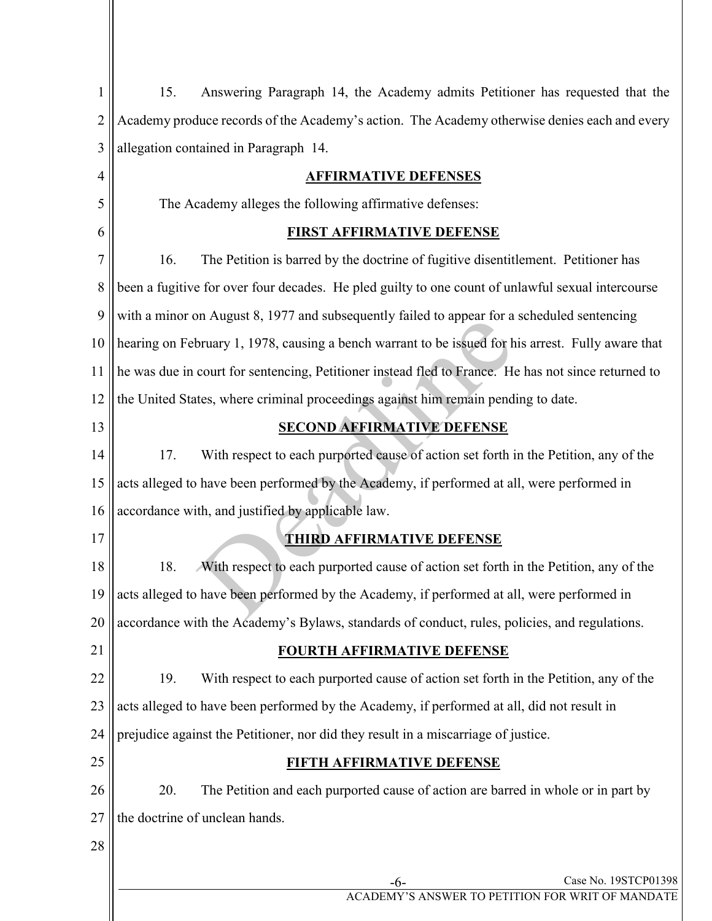15. Answering Paragraph 14, the Academy admits Petitioner has requested that the Academy produce records of the Academy's action. The Academy otherwise denies each and every allegation contained in Paragraph 14.

## AFFIRMATIVE DEFENSES

The Academy alleges the following affirmative defenses:

### FIRST AFFIRMATIVE DEFENSE

16. The Petition is barred by the doctrine of fugitive disentitlement. Petitioner has been a fugitive for over four decades. He pled guilty to one count of unlawful sexual intercourse with a minor on August 8, 1977 and subsequently failed to appear for a scheduled sentencing hearing on February 1, 1978, causing a bench warrant to be issued for his arrest. Fully aware that he was due in court for sentencing, Petitioner instead fled to France. He has not since returned to the United States, where criminal proceedings against him remain pending to date.

### SECOND AFFIRMATIVE DEFENSE

17. With respect to each purported cause of action set forth in the Petition, any of the acts alleged to have been performed by the Academy, if performed at all, were performed in accordance with, and justified by applicable law.

### THIRD AFFIRMATIVE DEFENSE

18. With respect to each purported cause of action set forth in the Petition, any of the acts alleged to have been performed by the Academy, if performed at all, were performed in accordance with the Academy's Bylaws, standards of conduct, rules, policies, and regulations.

### FOURTH AFFIRMATIVE DEFENSE

19. With respect to each purported cause of action set forth in the Petition, any of the acts alleged to have been performed by the Academy, if performed at all, did not result in prejudice against the Petitioner, nor did they result in a miscarriage of justice.

### FIFTH AFFIRMATIVE DEFENSE

20. The Petition and each purported cause of action are barred in whole or in part by the doctrine of unclean hands.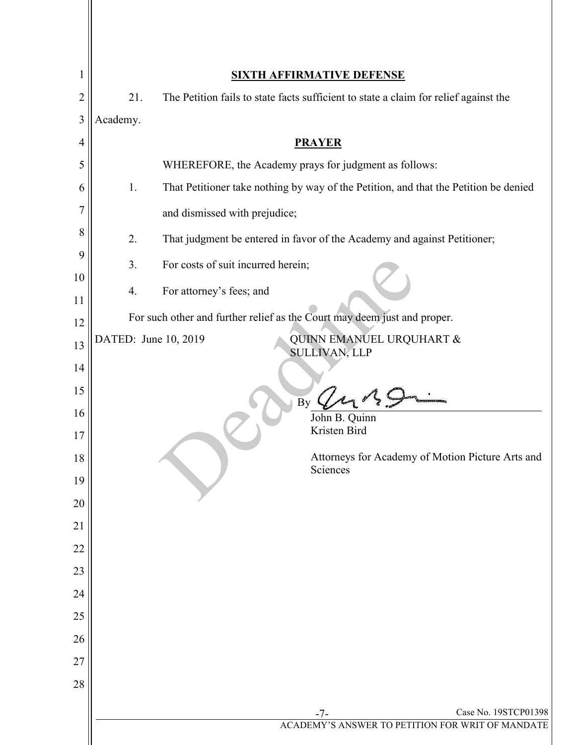## SIXTH AFFIRMATIVE DEFENSE

21. The Petition fails to state facts sufficient to state a claim for relief against the Academy.

## PRAYER

WHEREFORE, the Academy prays for judgment as follows:

1. That Petitioner take nothing by way of the Petition, and that the Petition be denied and dismissed with prejudice;
2. That judgment be entered in favor of the Academy and against Petitioner;
3. For costs of suit incurred herein;
4. For attorney's fees; and

For such other and further relief as the Court may deem just and proper.

DATED: June 10, 2019

QUINN EMANUEL URQUHART & SULLIVAN, LLP

By ______________________

John B. Quinn
Kristen Bird

Attorneys for Academy of Motion Picture Arts and Sciences

Case No. 19STCP01398

ACADEMY'S ANSWER TO PETITION FOR WRIT OF MANDATE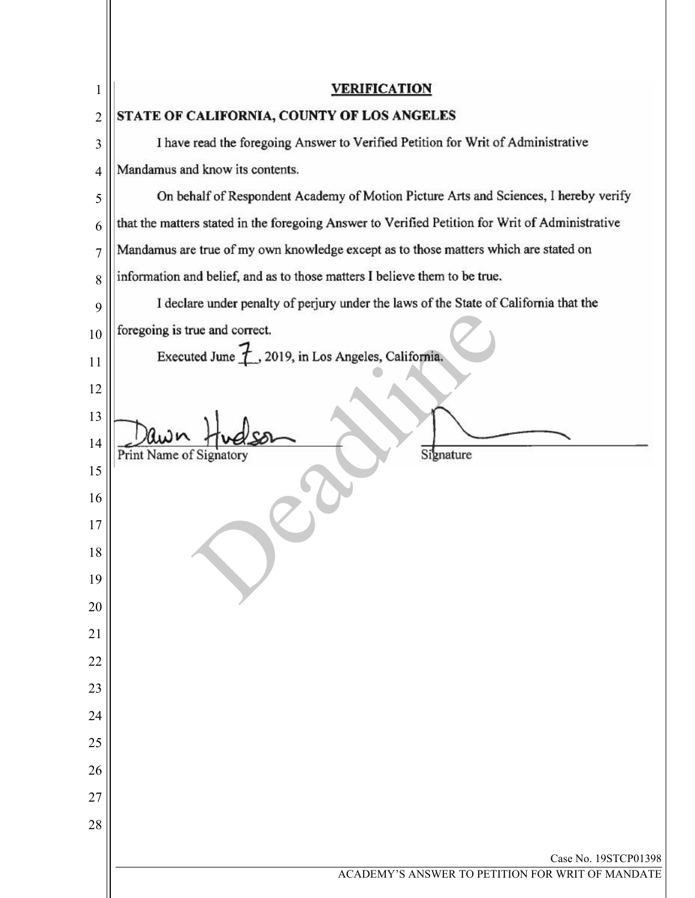## VERIFICATION

**STATE OF CALIFORNIA, COUNTY OF LOS ANGELES**

I have read the foregoing Answer to Verified Petition for Writ of Administrative Mandamus and know its contents.

On behalf of Respondent Academy of Motion Picture Arts and Sciences, I hereby verify that the matters stated in the foregoing Answer to Verified Petition for Writ of Administrative Mandamus are true of my own knowledge except as to those matters which are stated on information and belief, and as to those matters I believe them to be true.

I declare under penalty of perjury under the laws of the State of California that the foregoing is true and correct.

Executed June 7, 2019, in Los Angeles, California.

Dawn Hudson
Print Name of Signatory

Signature

Case No. 19STCP01398

ACADEMY'S ANSWER TO PETITION FOR WRIT OF MANDATE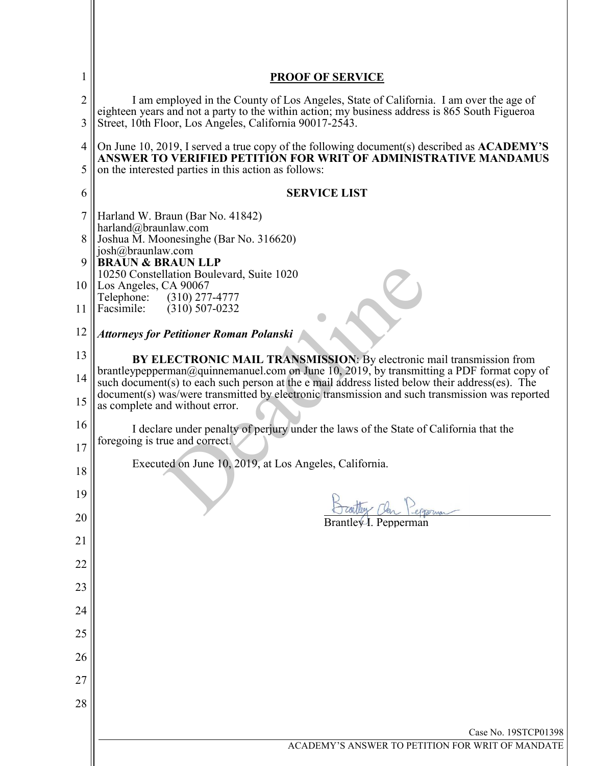## PROOF OF SERVICE

I am employed in the County of Los Angeles, State of California. I am over the age of eighteen years and not a party to the within action; my business address is 865 South Figueroa Street, 10th Floor, Los Angeles, California 90017-2543.

On June 10, 2019, I served a true copy of the following document(s) described as **ACADEMY'S ANSWER TO VERIFIED PETITION FOR WRIT OF ADMINISTRATIVE MANDAMUS** on the interested parties in this action as follows:

**SERVICE LIST**

Harland W. Braun (Bar No. 41842)
harland@braunlaw.com
Joshua M. Moonesinghe (Bar No. 316620)
josh@braunlaw.com
**BRAUN & BRAUN LLP**
10250 Constellation Boulevard, Suite 1020
Los Angeles, CA 90067
Telephone: (310) 277-4777
Facsimile: (310) 507-0232

***Attorneys for Petitioner Roman Polanski***

**BY ELECTRONIC MAIL TRANSMISSION**: By electronic mail transmission from brantleypepperman@quinnemanuel.com on June 10, 2019, by transmitting a PDF format copy of such document(s) to each such person at the e mail address listed below their address(es). The document(s) was/were transmitted by electronic transmission and such transmission was reported as complete and without error.

I declare under penalty of perjury under the laws of the State of California that the foregoing is true and correct.

Executed on June 10, 2019, at Los Angeles, California.

Brantley I. Pepperman